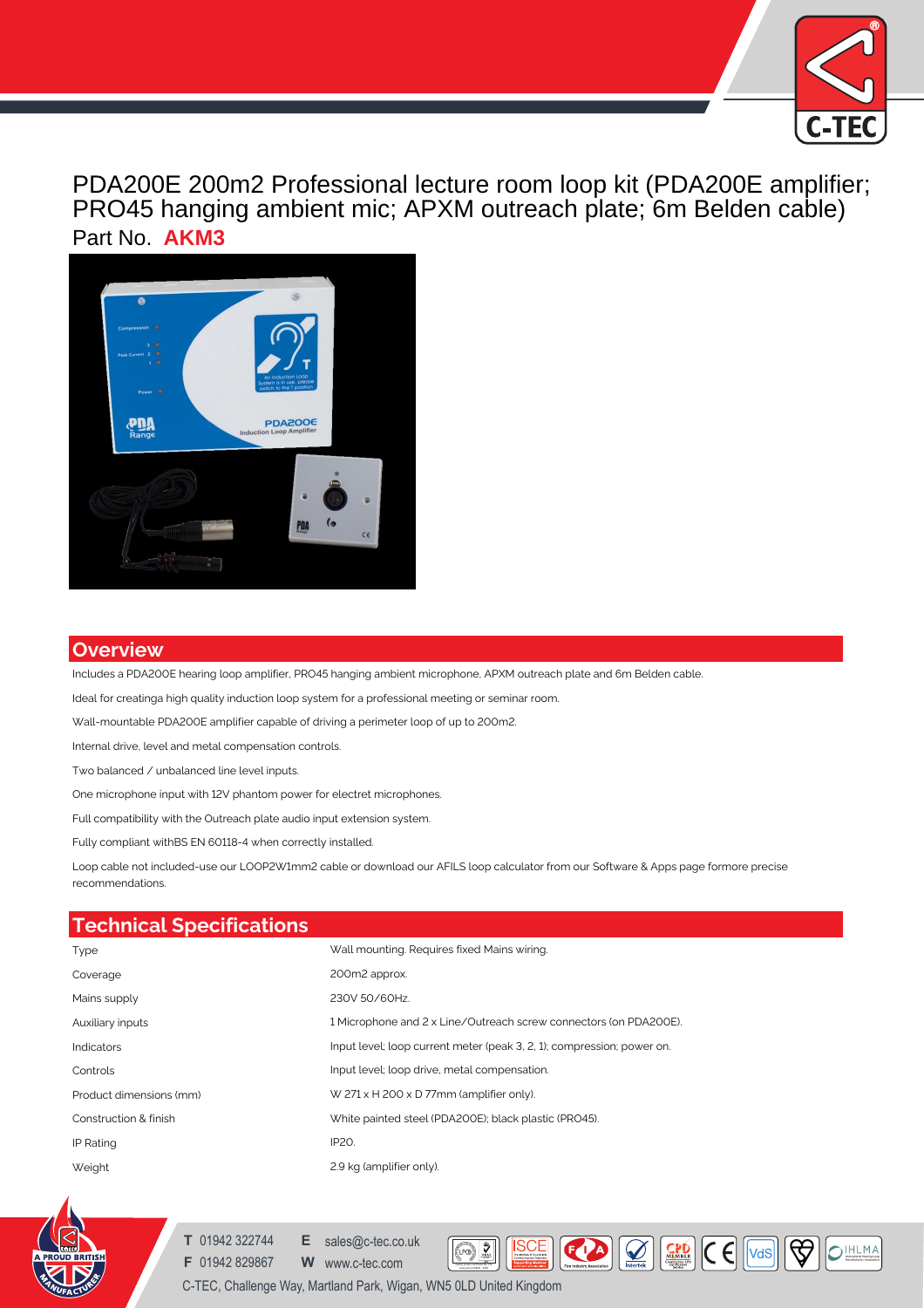# PDA200E 200m2 Professional lecture room loop kit (PDA200E amplifier; PRO45 hanging ambient mic; APXM outreach plate; 6m Belden cable)

Part No. **AKM3**

## Overview

Includes a PDA200E hearing loop amplifier, PRO45 hanging ambient microphone, APXM outreach plate and 6m Belden cable.

Ideal for creatinga high quality induction loop system for a professional meeting or seminar room.

Wall-mountable PDA200E amplifier capable of driving a perimeter loop of up to 200m2.

Internal drive, level and metal compensation controls.

Two balanced / unbalanced line level inputs.

One microphone input with 12V phantom power for electret microphones.

Full compatibility with the Outreach plate audio input extension system.

Fully compliant withBS EN 60118-4 when correctly installed.

Loop cable not included-use our LOOP2W1mm2 cable or download our AFILS loop calculator from our Software & Apps page formore precise recommendations.

## Technical Specifications

| | |
|---|---|
| Type | Wall mounting. Requires fixed Mains wiring. |
| Coverage | 200m2 approx. |
| Mains supply | 230V 50/60Hz. |
| Auxiliary inputs | 1 Microphone and 2 x Line/Outreach screw connectors (on PDA200E). |
| Indicators | Input level; loop current meter (peak 3, 2, 1); compression; power on. |
| Controls | Input level; loop drive, metal compensation. |
| Product dimensions (mm) | W 271 x H 200 x D 77mm (amplifier only). |
| Construction & finish | White painted steel (PDA200E); black plastic (PRO45). |
| IP Rating | IP20. |
| Weight | 2.9 kg (amplifier only). |

**T** 01942 322744 **E** sales@c-tec.co.uk
**F** 01942 829867 **W** www.c-tec.com
C-TEC, Challenge Way, Martland Park, Wigan, WN5 0LD United Kingdom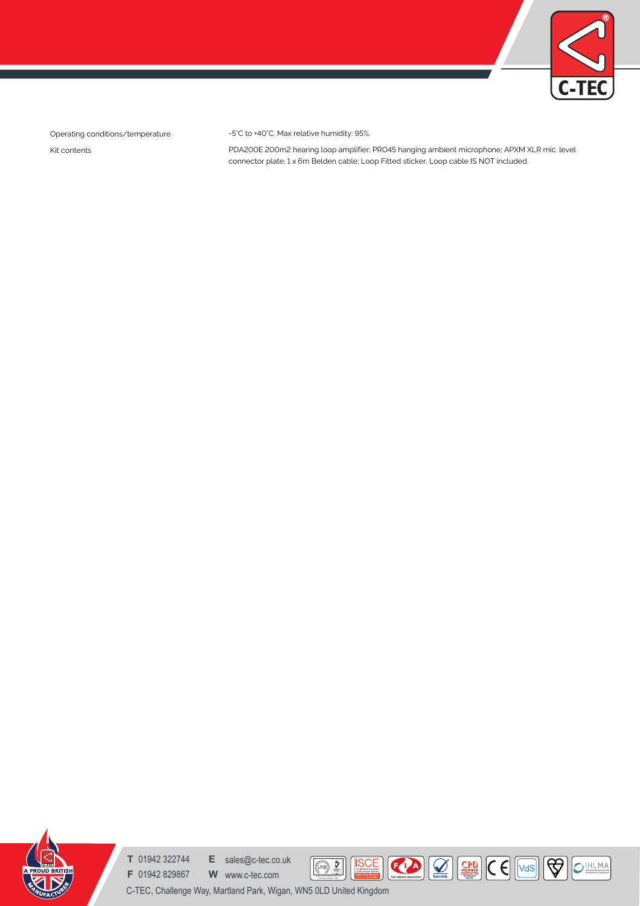| | |
|---|---|
| Operating conditions/temperature | -5°C to +40°C. Max relative humidity: 95%. |
| Kit contents | PDA200E 200m2 hearing loop amplifier; PRO45 hanging ambient microphone; APXM XLR mic. level connector plate; 1 x 6m Belden cable; Loop Fitted sticker. Loop cable IS NOT included. |

**T** 01942 322744 **E** sales@c-tec.co.uk
**F** 01942 829867 **W** www.c-tec.com
C-TEC, Challenge Way, Martland Park, Wigan, WN5 0LD United Kingdom